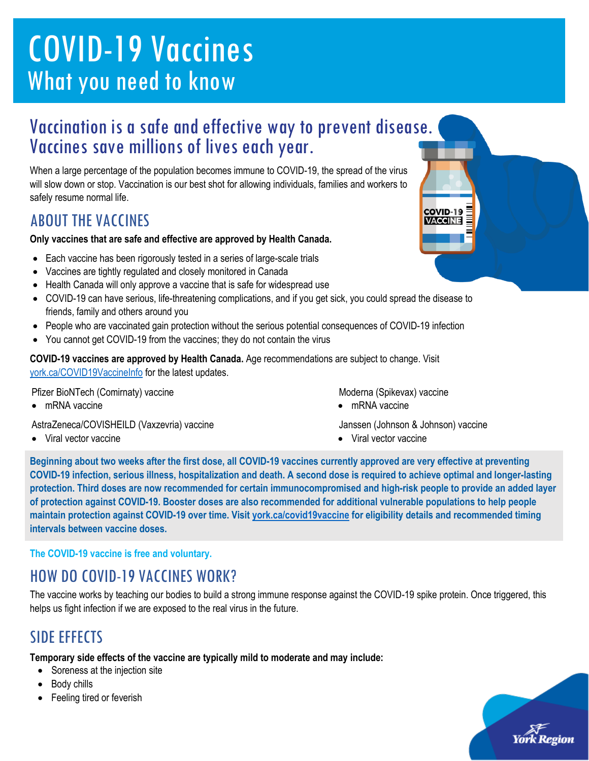# COVID-19 Vaccines
## What you need to know

## Vaccination is a safe and effective way to prevent disease. Vaccines save millions of lives each year.

When a large percentage of the population becomes immune to COVID-19, the spread of the virus will slow down or stop. Vaccination is our best shot for allowing individuals, families and workers to safely resume normal life.

## ABOUT THE VACCINES

**Only vaccines that are safe and effective are approved by Health Canada.**

- Each vaccine has been rigorously tested in a series of large-scale trials
- Vaccines are tightly regulated and closely monitored in Canada
- Health Canada will only approve a vaccine that is safe for widespread use
- COVID-19 can have serious, life-threatening complications, and if you get sick, you could spread the disease to friends, family and others around you
- People who are vaccinated gain protection without the serious potential consequences of COVID-19 infection
- You cannot get COVID-19 from the vaccines; they do not contain the virus

**COVID-19 vaccines are approved by Health Canada.** Age recommendations are subject to change. Visit york.ca/COVID19VaccineInfo for the latest updates.

Pfizer BioNTech (Comirnaty) vaccine
- mRNA vaccine

AstraZeneca/COVISHEILD (Vaxzevria) vaccine
- Viral vector vaccine

Moderna (Spikevax) vaccine
- mRNA vaccine

Janssen (Johnson & Johnson) vaccine
- Viral vector vaccine

**Beginning about two weeks after the first dose, all COVID-19 vaccines currently approved are very effective at preventing COVID-19 infection, serious illness, hospitalization and death. A second dose is required to achieve optimal and longer-lasting protection. Third doses are now recommended for certain immunocompromised and high-risk people to provide an added layer of protection against COVID-19. Booster doses are also recommended for additional vulnerable populations to help people maintain protection against COVID-19 over time. Visit york.ca/covid19vaccine for eligibility details and recommended timing intervals between vaccine doses.**

**The COVID-19 vaccine is free and voluntary.**

## HOW DO COVID-19 VACCINES WORK?

The vaccine works by teaching our bodies to build a strong immune response against the COVID-19 spike protein. Once triggered, this helps us fight infection if we are exposed to the real virus in the future.

## SIDE EFFECTS

**Temporary side effects of the vaccine are typically mild to moderate and may include:**

- Soreness at the injection site
- Body chills
- Feeling tired or feverish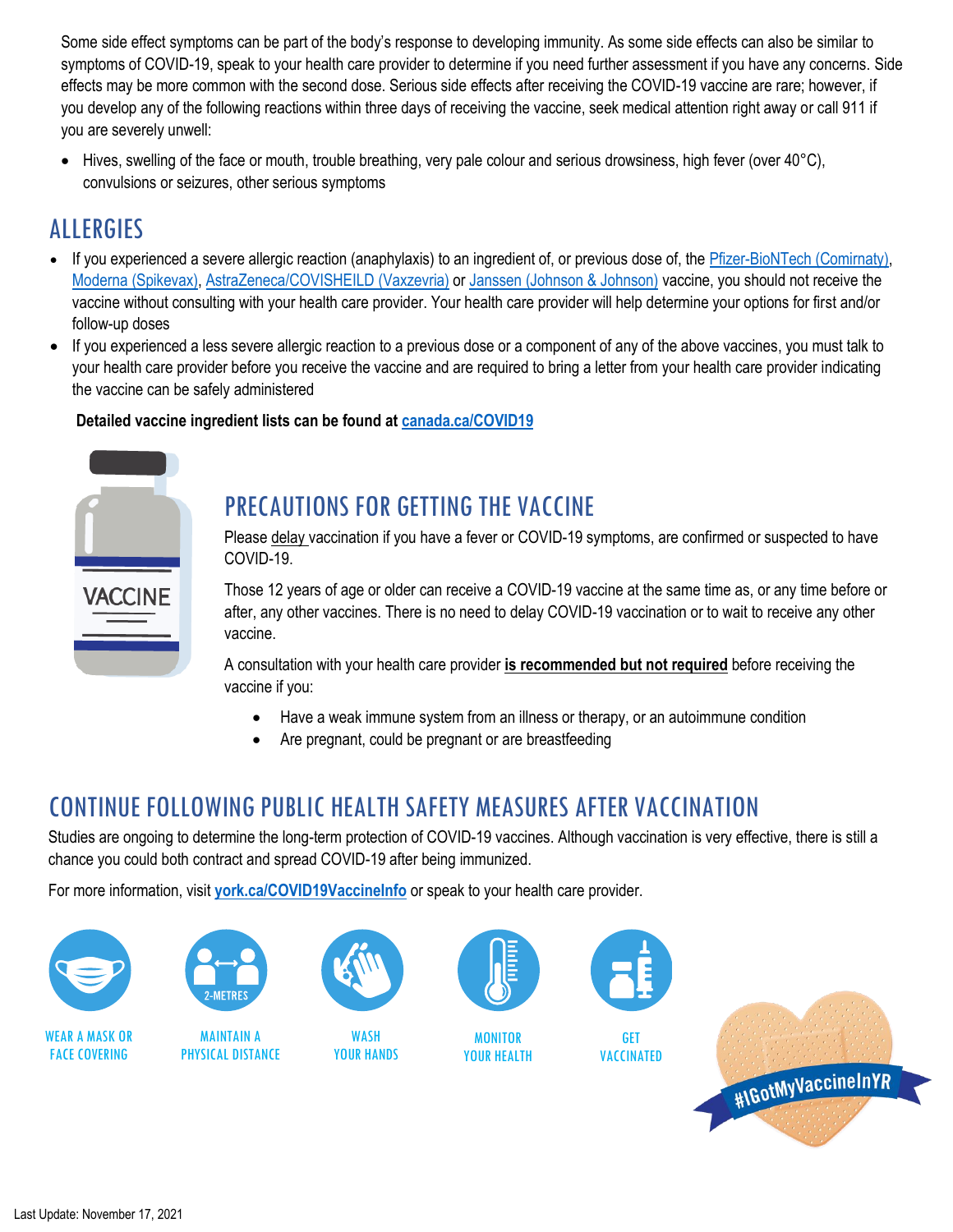Some side effect symptoms can be part of the body's response to developing immunity. As some side effects can also be similar to symptoms of COVID-19, speak to your health care provider to determine if you need further assessment if you have any concerns. Side effects may be more common with the second dose. Serious side effects after receiving the COVID-19 vaccine are rare; however, if you develop any of the following reactions within three days of receiving the vaccine, seek medical attention right away or call 911 if you are severely unwell:

- Hives, swelling of the face or mouth, trouble breathing, very pale colour and serious drowsiness, high fever (over 40°C), convulsions or seizures, other serious symptoms

## ALLERGIES

- If you experienced a severe allergic reaction (anaphylaxis) to an ingredient of, or previous dose of, the Pfizer-BioNTech (Comirnaty), Moderna (Spikevax), AstraZeneca/COVISHEILD (Vaxzevria) or Janssen (Johnson & Johnson) vaccine, you should not receive the vaccine without consulting with your health care provider. Your health care provider will help determine your options for first and/or follow-up doses
- If you experienced a less severe allergic reaction to a previous dose or a component of any of the above vaccines, you must talk to your health care provider before you receive the vaccine and are required to bring a letter from your health care provider indicating the vaccine can be safely administered

**Detailed vaccine ingredient lists can be found at canada.ca/COVID19**

## PRECAUTIONS FOR GETTING THE VACCINE

Please delay vaccination if you have a fever or COVID-19 symptoms, are confirmed or suspected to have COVID-19.

Those 12 years of age or older can receive a COVID-19 vaccine at the same time as, or any time before or after, any other vaccines. There is no need to delay COVID-19 vaccination or to wait to receive any other vaccine.

A consultation with your health care provider **is recommended but not required** before receiving the vaccine if you:

- Have a weak immune system from an illness or therapy, or an autoimmune condition
- Are pregnant, could be pregnant or are breastfeeding

## CONTINUE FOLLOWING PUBLIC HEALTH SAFETY MEASURES AFTER VACCINATION

Studies are ongoing to determine the long-term protection of COVID-19 vaccines. Although vaccination is very effective, there is still a chance you could both contract and spread COVID-19 after being immunized.

For more information, visit **york.ca/COVID19VaccineInfo** or speak to your health care provider.

WEAR A MASK OR FACE COVERING

2-METRES

MAINTAIN A PHYSICAL DISTANCE

WASH YOUR HANDS

MONITOR YOUR HEALTH

GET VACCINATED

#IGotMyVaccineInYR

Last Update: November 17, 2021